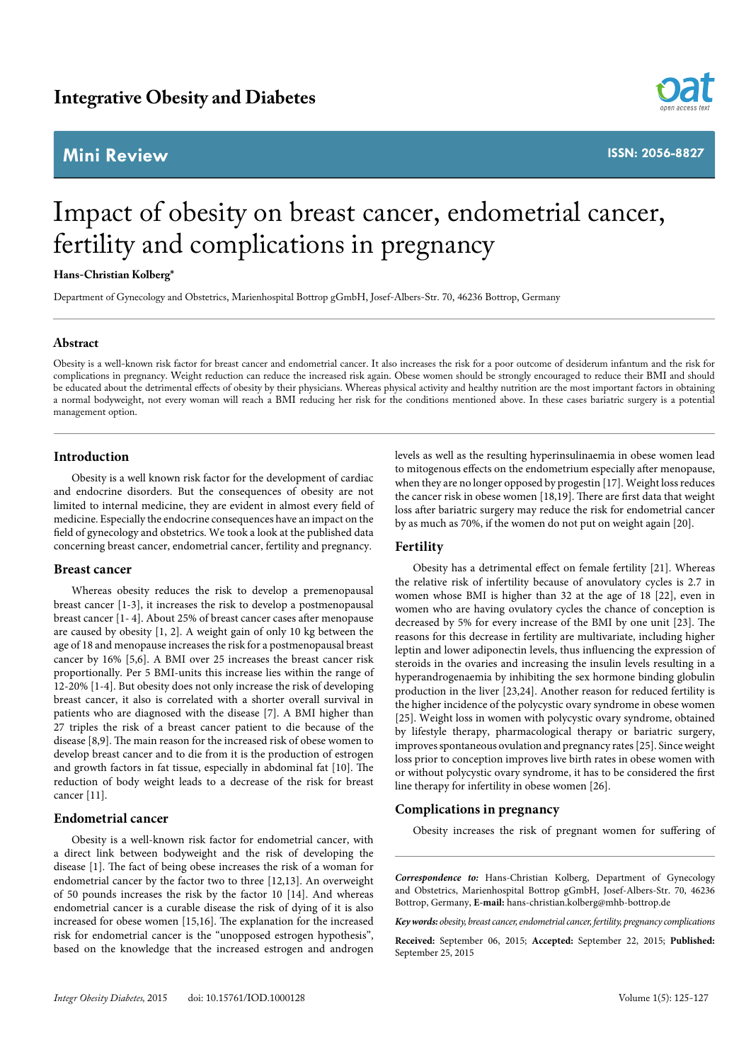# Impact of obesity on breast cancer, endometrial cancer, fertility and complications in pregnancy

**Hans-Christian Kolberg***

Department of Gynecology and Obstetrics, Marienhospital Bottrop gGmbH, Josef-Albers-Str. 70, 46236 Bottrop, Germany

## Abstract

Obesity is a well-known risk factor for breast cancer and endometrial cancer. It also increases the risk for a poor outcome of desiderum infantum and the risk for complications in pregnancy. Weight reduction can reduce the increased risk again. Obese women should be strongly encouraged to reduce their BMI and should be educated about the detrimental effects of obesity by their physicians. Whereas physical activity and healthy nutrition are the most important factors in obtaining a normal bodyweight, not every woman will reach a BMI reducing her risk for the conditions mentioned above. In these cases bariatric surgery is a potential management option.

## Introduction

Obesity is a well known risk factor for the development of cardiac and endocrine disorders. But the consequences of obesity are not limited to internal medicine, they are evident in almost every field of medicine. Especially the endocrine consequences have an impact on the field of gynecology and obstetrics. We took a look at the published data concerning breast cancer, endometrial cancer, fertility and pregnancy.

## Breast cancer

Whereas obesity reduces the risk to develop a premenopausal breast cancer [1-3], it increases the risk to develop a postmenopausal breast cancer [1- 4]. About 25% of breast cancer cases after menopause are caused by obesity [1, 2]. A weight gain of only 10 kg between the age of 18 and menopause increases the risk for a postmenopausal breast cancer by 16% [5,6]. A BMI over 25 increases the breast cancer risk proportionally. Per 5 BMI-units this increase lies within the range of 12-20% [1-4]. But obesity does not only increase the risk of developing breast cancer, it also is correlated with a shorter overall survival in patients who are diagnosed with the disease [7]. A BMI higher than 27 triples the risk of a breast cancer patient to die because of the disease [8,9]. The main reason for the increased risk of obese women to develop breast cancer and to die from it is the production of estrogen and growth factors in fat tissue, especially in abdominal fat [10]. The reduction of body weight leads to a decrease of the risk for breast cancer [11].

## Endometrial cancer

Obesity is a well-known risk factor for endometrial cancer, with a direct link between bodyweight and the risk of developing the disease [1]. The fact of being obese increases the risk of a woman for endometrial cancer by the factor two to three [12,13]. An overweight of 50 pounds increases the risk by the factor 10 [14]. And whereas endometrial cancer is a curable disease the risk of dying of it is also increased for obese women [15,16]. The explanation for the increased risk for endometrial cancer is the "unopposed estrogen hypothesis", based on the knowledge that the increased estrogen and androgen levels as well as the resulting hyperinsulinaemia in obese women lead to mitogenous effects on the endometrium especially after menopause, when they are no longer opposed by progestin [17]. Weight loss reduces the cancer risk in obese women [18,19]. There are first data that weight loss after bariatric surgery may reduce the risk for endometrial cancer by as much as 70%, if the women do not put on weight again [20].

## Fertility

Obesity has a detrimental effect on female fertility [21]. Whereas the relative risk of infertility because of anovulatory cycles is 2.7 in women whose BMI is higher than 32 at the age of 18 [22], even in women who are having ovulatory cycles the chance of conception is decreased by 5% for every increase of the BMI by one unit [23]. The reasons for this decrease in fertility are multivariate, including higher leptin and lower adiponectin levels, thus influencing the expression of steroids in the ovaries and increasing the insulin levels resulting in a hyperandrogenaemia by inhibiting the sex hormone binding globulin production in the liver [23,24]. Another reason for reduced fertility is the higher incidence of the polycystic ovary syndrome in obese women [25]. Weight loss in women with polycystic ovary syndrome, obtained by lifestyle therapy, pharmacological therapy or bariatric surgery, improves spontaneous ovulation and pregnancy rates [25]. Since weight loss prior to conception improves live birth rates in obese women with or without polycystic ovary syndrome, it has to be considered the first line therapy for infertility in obese women [26].

## Complications in pregnancy

Obesity increases the risk of pregnant women for suffering of

***Correspondence to:*** Hans-Christian Kolberg, Department of Gynecology and Obstetrics, Marienhospital Bottrop gGmbH, Josef-Albers-Str. 70, 46236 Bottrop, Germany, **E-mail:** hans-christian.kolberg@mhb-bottrop.de

***Key words:*** *obesity, breast cancer, endometrial cancer, fertility, pregnancy complications*

**Received:** September 06, 2015; **Accepted:** September 22, 2015; **Published:** September 25, 2015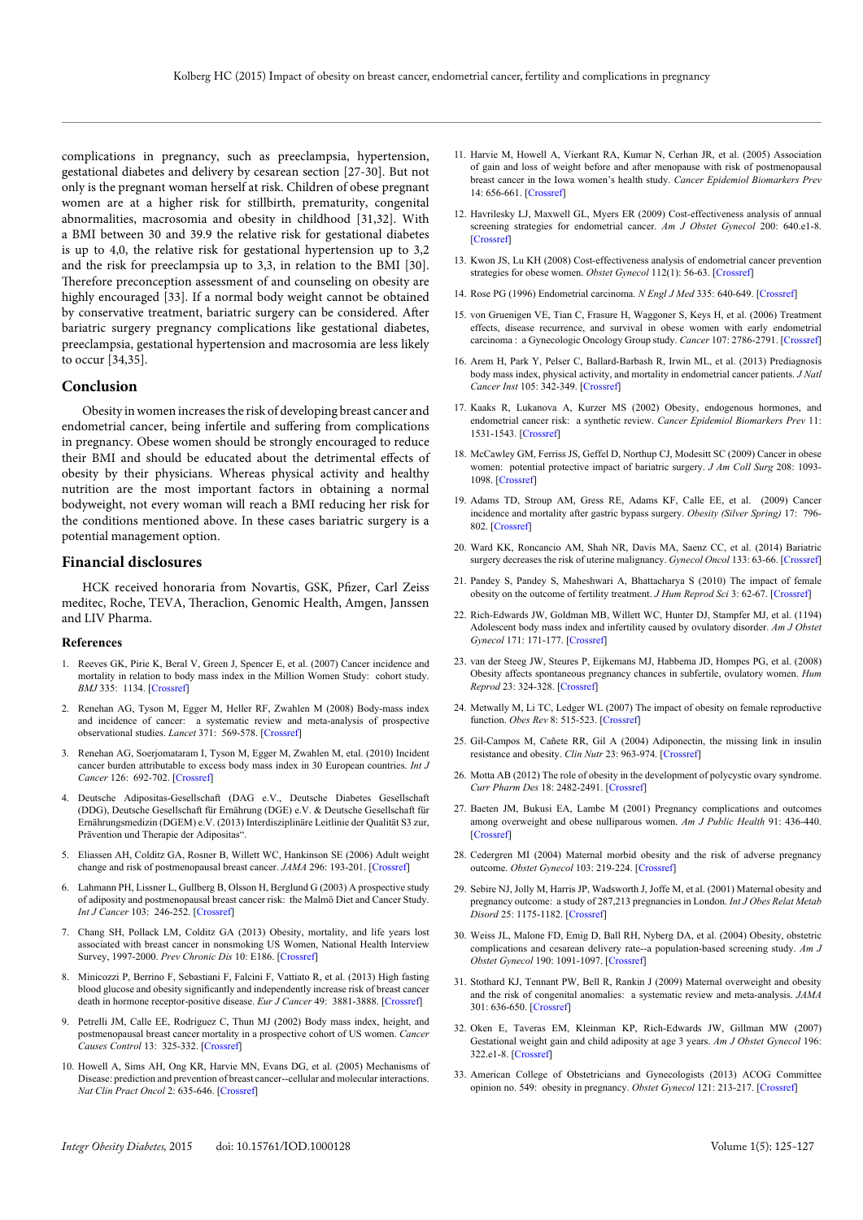complications in pregnancy, such as preeclampsia, hypertension, gestational diabetes and delivery by cesarean section [27-30]. But not only is the pregnant woman herself at risk. Children of obese pregnant women are at a higher risk for stillbirth, prematurity, congenital abnormalities, macrosomia and obesity in childhood [31,32]. With a BMI between 30 and 39.9 the relative risk for gestational diabetes is up to 4,0, the relative risk for gestational hypertension up to 3,2 and the risk for preeclampsia up to 3,3, in relation to the BMI [30]. Therefore preconception assessment of and counseling on obesity are highly encouraged [33]. If a normal body weight cannot be obtained by conservative treatment, bariatric surgery can be considered. After bariatric surgery pregnancy complications like gestational diabetes, preeclampsia, gestational hypertension and macrosomia are less likely to occur [34,35].

## Conclusion

Obesity in women increases the risk of developing breast cancer and endometrial cancer, being infertile and suffering from complications in pregnancy. Obese women should be strongly encouraged to reduce their BMI and should be educated about the detrimental effects of obesity by their physicians. Whereas physical activity and healthy nutrition are the most important factors in obtaining a normal bodyweight, not every woman will reach a BMI reducing her risk for the conditions mentioned above. In these cases bariatric surgery is a potential management option.

## Financial disclosures

HCK received honoraria from Novartis, GSK, Pfizer, Carl Zeiss meditec, Roche, TEVA, Theraclion, Genomic Health, Amgen, Janssen and LIV Pharma.

### References

1. Reeves GK, Pirie K, Beral V, Green J, Spencer E, et al. (2007) Cancer incidence and mortality in relation to body mass index in the Million Women Study: cohort study. *BMJ* 335: 1134. [Crossref]
2. Renehan AG, Tyson M, Egger M, Heller RF, Zwahlen M (2008) Body-mass index and incidence of cancer: a systematic review and meta-analysis of prospective observational studies. *Lancet* 371: 569-578. [Crossref]
3. Renehan AG, Soerjomataram I, Tyson M, Egger M, Zwahlen M, etal. (2010) Incident cancer burden attributable to excess body mass index in 30 European countries. *Int J Cancer* 126: 692-702. [Crossref]
4. Deutsche Adipositas-Gesellschaft (DAG e.V., Deutsche Diabetes Gesellschaft (DDG), Deutsche Gesellschaft für Ernährung (DGE) e.V. & Deutsche Gesellschaft für Ernährungsmedizin (DGEM) e.V. (2013) Interdisziplinäre Leitlinie der Qualität S3 zur, Prävention und Therapie der Adipositas".
5. Eliassen AH, Colditz GA, Rosner B, Willett WC, Hankinson SE (2006) Adult weight change and risk of postmenopausal breast cancer. *JAMA* 296: 193-201. [Crossref]
6. Lahmann PH, Lissner L, Gullberg B, Olsson H, Berglund G (2003) A prospective study of adiposity and postmenopausal breast cancer risk: the Malmö Diet and Cancer Study. *Int J Cancer* 103: 246-252. [Crossref]
7. Chang SH, Pollack LM, Colditz GA (2013) Obesity, mortality, and life years lost associated with breast cancer in nonsmoking US Women, National Health Interview Survey, 1997-2000. *Prev Chronic Dis* 10: E186. [Crossref]
8. Minicozzi P, Berrino F, Sebastiani F, Falcini F, Vattiato R, et al. (2013) High fasting blood glucose and obesity significantly and independently increase risk of breast cancer death in hormone receptor-positive disease. *Eur J Cancer* 49: 3881-3888. [Crossref]
9. Petrelli JM, Calle EE, Rodriguez C, Thun MJ (2002) Body mass index, height, and postmenopausal breast cancer mortality in a prospective cohort of US women. *Cancer Causes Control* 13: 325-332. [Crossref]
10. Howell A, Sims AH, Ong KR, Harvie MN, Evans DG, et al. (2005) Mechanisms of Disease: prediction and prevention of breast cancer--cellular and molecular interactions. *Nat Clin Pract Oncol* 2: 635-646. [Crossref]
11. Harvie M, Howell A, Vierkant RA, Kumar N, Cerhan JR, et al. (2005) Association of gain and loss of weight before and after menopause with risk of postmenopausal breast cancer in the Iowa women's health study. *Cancer Epidemiol Biomarkers Prev* 14: 656-661. [Crossref]
12. Havrilesky LJ, Maxwell GL, Myers ER (2009) Cost-effectiveness analysis of annual screening strategies for endometrial cancer. *Am J Obstet Gynecol* 200: 640.e1-8. [Crossref]
13. Kwon JS, Lu KH (2008) Cost-effectiveness analysis of endometrial cancer prevention strategies for obese women. *Obstet Gynecol* 112(1): 56-63. [Crossref]
14. Rose PG (1996) Endometrial carcinoma. *N Engl J Med* 335: 640-649. [Crossref]
15. von Gruenigen VE, Tian C, Frasure H, Waggoner S, Keys H, et al. (2006) Treatment effects, disease recurrence, and survival in obese women with early endometrial carcinoma : a Gynecologic Oncology Group study. *Cancer* 107: 2786-2791. [Crossref]
16. Arem H, Park Y, Pelser C, Ballard-Barbash R, Irwin ML, et al. (2013) Prediagnosis body mass index, physical activity, and mortality in endometrial cancer patients. *J Natl Cancer Inst* 105: 342-349. [Crossref]
17. Kaaks R, Lukanova A, Kurzer MS (2002) Obesity, endogenous hormones, and endometrial cancer risk: a synthetic review. *Cancer Epidemiol Biomarkers Prev* 11: 1531-1543. [Crossref]
18. McCawley GM, Ferriss JS, Geffel D, Northup CJ, Modesitt SC (2009) Cancer in obese women: potential protective impact of bariatric surgery. *J Am Coll Surg* 208: 1093-1098. [Crossref]
19. Adams TD, Stroup AM, Gress RE, Adams KF, Calle EE, et al. (2009) Cancer incidence and mortality after gastric bypass surgery. *Obesity (Silver Spring)* 17: 796-802. [Crossref]
20. Ward KK, Roncancio AM, Shah NR, Davis MA, Saenz CC, et al. (2014) Bariatric surgery decreases the risk of uterine malignancy. *Gynecol Oncol* 133: 63-66. [Crossref]
21. Pandey S, Pandey S, Maheshwari A, Bhattacharya S (2010) The impact of female obesity on the outcome of fertility treatment. *J Hum Reprod Sci* 3: 62-67. [Crossref]
22. Rich-Edwards JW, Goldman MB, Willett WC, Hunter DJ, Stampfer MJ, et al. (1194) Adolescent body mass index and infertility caused by ovulatory disorder. *Am J Obstet Gynecol* 171: 171-177. [Crossref]
23. van der Steeg JW, Steures P, Eijkemans MJ, Habbema JD, Hompes PG, et al. (2008) Obesity affects spontaneous pregnancy chances in subfertile, ovulatory women. *Hum Reprod* 23: 324-328. [Crossref]
24. Metwally M, Li TC, Ledger WL (2007) The impact of obesity on female reproductive function. *Obes Rev* 8: 515-523. [Crossref]
25. Gil-Campos M, Cañete RR, Gil A (2004) Adiponectin, the missing link in insulin resistance and obesity. *Clin Nutr* 23: 963-974. [Crossref]
26. Motta AB (2012) The role of obesity in the development of polycystic ovary syndrome. *Curr Pharm Des* 18: 2482-2491. [Crossref]
27. Baeten JM, Bukusi EA, Lambe M (2001) Pregnancy complications and outcomes among overweight and obese nulliparous women. *Am J Public Health* 91: 436-440. [Crossref]
28. Cedergren MI (2004) Maternal morbid obesity and the risk of adverse pregnancy outcome. *Obstet Gynecol* 103: 219-224. [Crossref]
29. Sebire NJ, Jolly M, Harris JP, Wadsworth J, Joffe M, et al. (2001) Maternal obesity and pregnancy outcome: a study of 287,213 pregnancies in London. *Int J Obes Relat Metab Disord* 25: 1175-1182. [Crossref]
30. Weiss JL, Malone FD, Emig D, Ball RH, Nyberg DA, et al. (2004) Obesity, obstetric complications and cesarean delivery rate--a population-based screening study. *Am J Obstet Gynecol* 190: 1091-1097. [Crossref]
31. Stothard KJ, Tennant PW, Bell R, Rankin J (2009) Maternal overweight and obesity and the risk of congenital anomalies: a systematic review and meta-analysis. *JAMA* 301: 636-650. [Crossref]
32. Oken E, Taveras EM, Kleinman KP, Rich-Edwards JW, Gillman MW (2007) Gestational weight gain and child adiposity at age 3 years. *Am J Obstet Gynecol* 196: 322.e1-8. [Crossref]
33. American College of Obstetricians and Gynecologists (2013) ACOG Committee opinion no. 549: obesity in pregnancy. *Obstet Gynecol* 121: 213-217. [Crossref]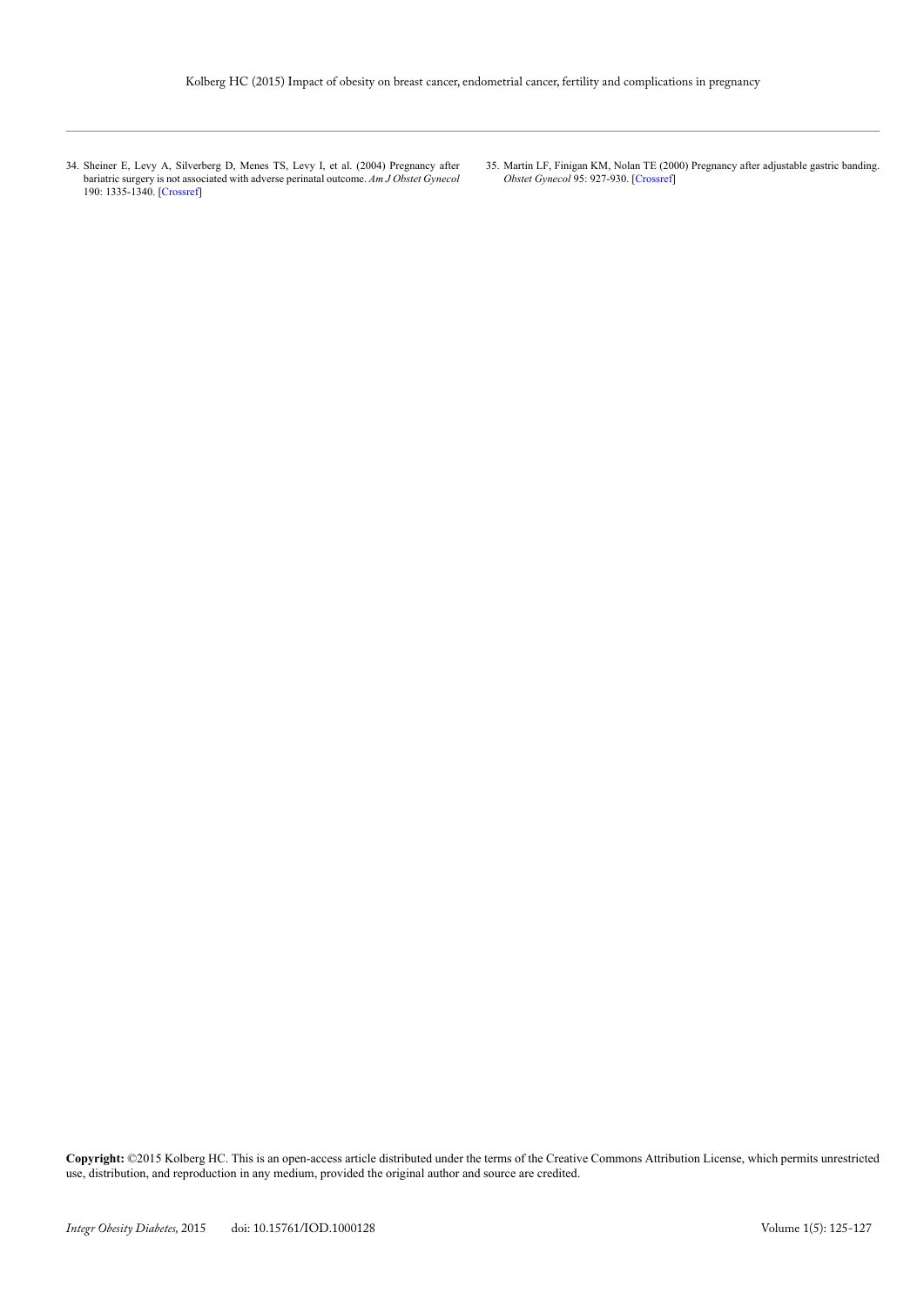34. Sheiner E, Levy A, Silverberg D, Menes TS, Levy I, et al. (2004) Pregnancy after bariatric surgery is not associated with adverse perinatal outcome. *Am J Obstet Gynecol* 190: 1335-1340. [Crossref]

35. Martin LF, Finigan KM, Nolan TE (2000) Pregnancy after adjustable gastric banding. *Obstet Gynecol* 95: 927-930. [Crossref]

**Copyright:** ©2015 Kolberg HC. This is an open-access article distributed under the terms of the Creative Commons Attribution License, which permits unrestricted use, distribution, and reproduction in any medium, provided the original author and source are credited.